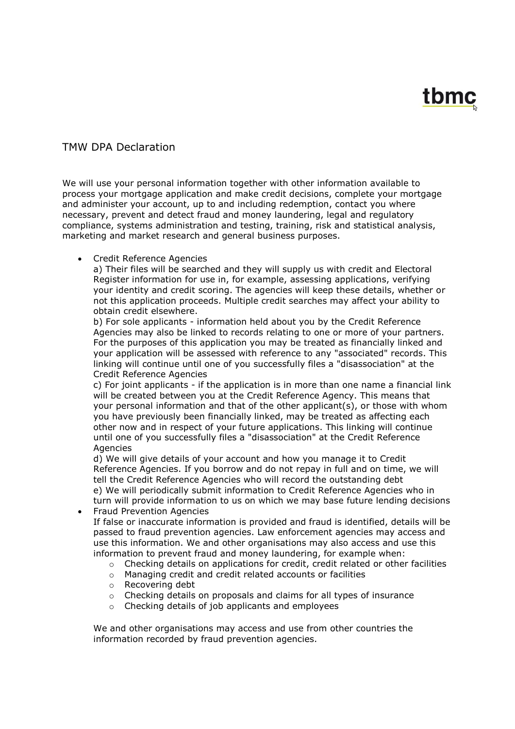tbmc

# TMW DPA Declaration

We will use your personal information together with other information available to process your mortgage application and make credit decisions, complete your mortgage and administer your account, up to and including redemption, contact you where necessary, prevent and detect fraud and money laundering, legal and regulatory compliance, systems administration and testing, training, risk and statistical analysis, marketing and market research and general business purposes.

- Credit Reference Agencies
  a) Their files will be searched and they will supply us with credit and Electoral Register information for use in, for example, assessing applications, verifying your identity and credit scoring. The agencies will keep these details, whether or not this application proceeds. Multiple credit searches may affect your ability to obtain credit elsewhere.
  b) For sole applicants - information held about you by the Credit Reference Agencies may also be linked to records relating to one or more of your partners. For the purposes of this application you may be treated as financially linked and your application will be assessed with reference to any "associated" records. This linking will continue until one of you successfully files a "disassociation" at the Credit Reference Agencies
  c) For joint applicants - if the application is in more than one name a financial link will be created between you at the Credit Reference Agency. This means that your personal information and that of the other applicant(s), or those with whom you have previously been financially linked, may be treated as affecting each other now and in respect of your future applications. This linking will continue until one of you successfully files a "disassociation" at the Credit Reference Agencies
  d) We will give details of your account and how you manage it to Credit Reference Agencies. If you borrow and do not repay in full and on time, we will tell the Credit Reference Agencies who will record the outstanding debt
  e) We will periodically submit information to Credit Reference Agencies who in turn will provide information to us on which we may base future lending decisions
- Fraud Prevention Agencies
  If false or inaccurate information is provided and fraud is identified, details will be passed to fraud prevention agencies. Law enforcement agencies may access and use this information. We and other organisations may also access and use this information to prevent fraud and money laundering, for example when:
  - Checking details on applications for credit, credit related or other facilities
  - Managing credit and credit related accounts or facilities
  - Recovering debt
  - Checking details on proposals and claims for all types of insurance
  - Checking details of job applicants and employees

  We and other organisations may access and use from other countries the information recorded by fraud prevention agencies.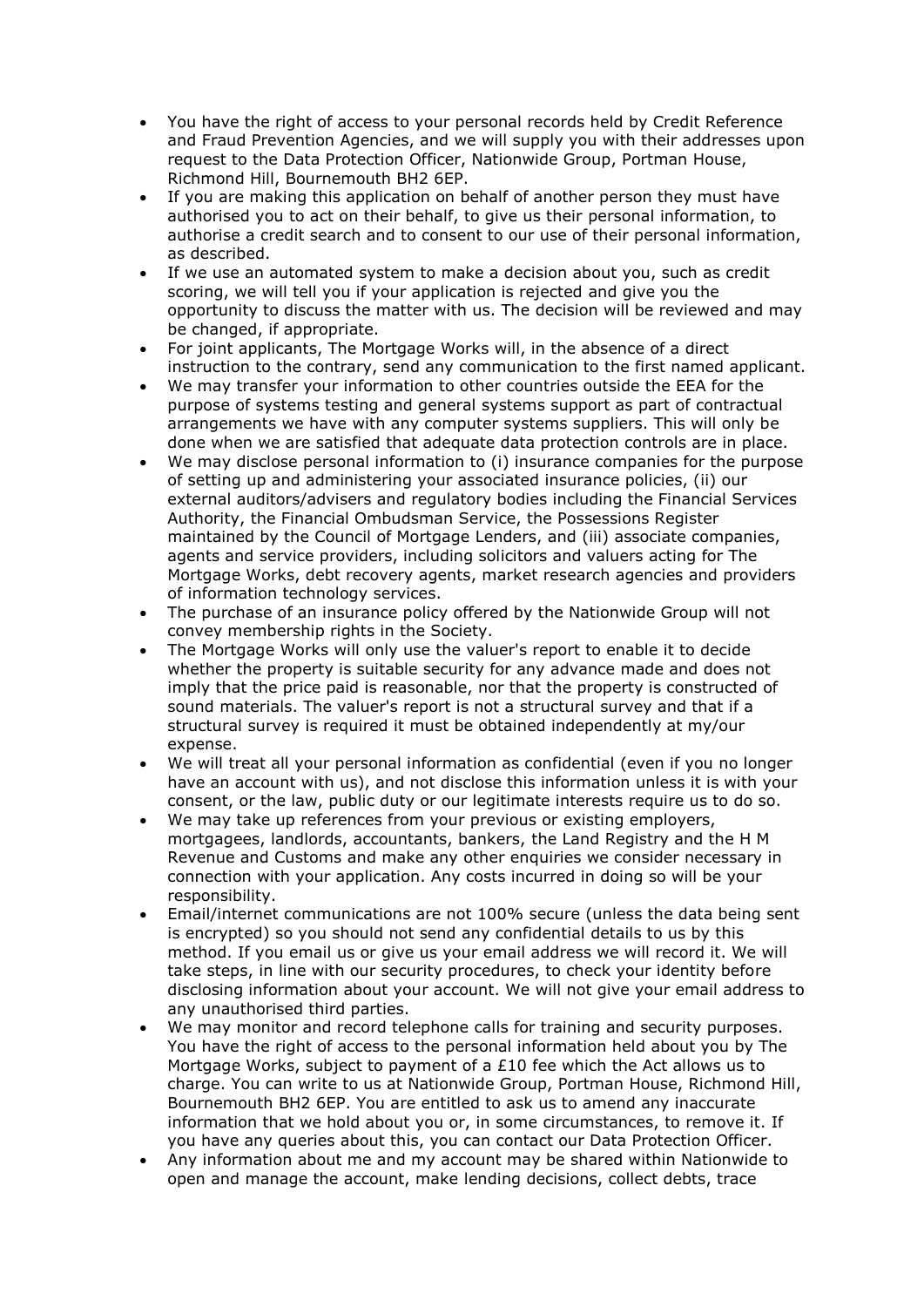- You have the right of access to your personal records held by Credit Reference and Fraud Prevention Agencies, and we will supply you with their addresses upon request to the Data Protection Officer, Nationwide Group, Portman House, Richmond Hill, Bournemouth BH2 6EP.
- If you are making this application on behalf of another person they must have authorised you to act on their behalf, to give us their personal information, to authorise a credit search and to consent to our use of their personal information, as described.
- If we use an automated system to make a decision about you, such as credit scoring, we will tell you if your application is rejected and give you the opportunity to discuss the matter with us. The decision will be reviewed and may be changed, if appropriate.
- For joint applicants, The Mortgage Works will, in the absence of a direct instruction to the contrary, send any communication to the first named applicant.
- We may transfer your information to other countries outside the EEA for the purpose of systems testing and general systems support as part of contractual arrangements we have with any computer systems suppliers. This will only be done when we are satisfied that adequate data protection controls are in place.
- We may disclose personal information to (i) insurance companies for the purpose of setting up and administering your associated insurance policies, (ii) our external auditors/advisers and regulatory bodies including the Financial Services Authority, the Financial Ombudsman Service, the Possessions Register maintained by the Council of Mortgage Lenders, and (iii) associate companies, agents and service providers, including solicitors and valuers acting for The Mortgage Works, debt recovery agents, market research agencies and providers of information technology services.
- The purchase of an insurance policy offered by the Nationwide Group will not convey membership rights in the Society.
- The Mortgage Works will only use the valuer's report to enable it to decide whether the property is suitable security for any advance made and does not imply that the price paid is reasonable, nor that the property is constructed of sound materials. The valuer's report is not a structural survey and that if a structural survey is required it must be obtained independently at my/our expense.
- We will treat all your personal information as confidential (even if you no longer have an account with us), and not disclose this information unless it is with your consent, or the law, public duty or our legitimate interests require us to do so.
- We may take up references from your previous or existing employers, mortgagees, landlords, accountants, bankers, the Land Registry and the H M Revenue and Customs and make any other enquiries we consider necessary in connection with your application. Any costs incurred in doing so will be your responsibility.
- Email/internet communications are not 100% secure (unless the data being sent is encrypted) so you should not send any confidential details to us by this method. If you email us or give us your email address we will record it. We will take steps, in line with our security procedures, to check your identity before disclosing information about your account. We will not give your email address to any unauthorised third parties.
- We may monitor and record telephone calls for training and security purposes. You have the right of access to the personal information held about you by The Mortgage Works, subject to payment of a £10 fee which the Act allows us to charge. You can write to us at Nationwide Group, Portman House, Richmond Hill, Bournemouth BH2 6EP. You are entitled to ask us to amend any inaccurate information that we hold about you or, in some circumstances, to remove it. If you have any queries about this, you can contact our Data Protection Officer.
- Any information about me and my account may be shared within Nationwide to open and manage the account, make lending decisions, collect debts, trace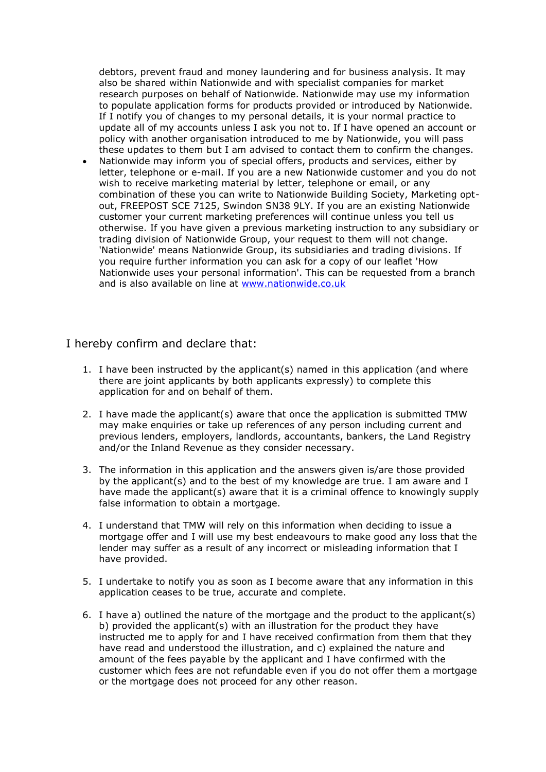debtors, prevent fraud and money laundering and for business analysis. It may also be shared within Nationwide and with specialist companies for market research purposes on behalf of Nationwide. Nationwide may use my information to populate application forms for products provided or introduced by Nationwide. If I notify you of changes to my personal details, it is your normal practice to update all of my accounts unless I ask you not to. If I have opened an account or policy with another organisation introduced to me by Nationwide, you will pass these updates to them but I am advised to contact them to confirm the changes.

- Nationwide may inform you of special offers, products and services, either by letter, telephone or e-mail. If you are a new Nationwide customer and you do not wish to receive marketing material by letter, telephone or email, or any combination of these you can write to Nationwide Building Society, Marketing opt-out, FREEPOST SCE 7125, Swindon SN38 9LY. If you are an existing Nationwide customer your current marketing preferences will continue unless you tell us otherwise. If you have given a previous marketing instruction to any subsidiary or trading division of Nationwide Group, your request to them will not change. 'Nationwide' means Nationwide Group, its subsidiaries and trading divisions. If you require further information you can ask for a copy of our leaflet 'How Nationwide uses your personal information'. This can be requested from a branch and is also available on line at [www.nationwide.co.uk](http://www.nationwide.co.uk)

I hereby confirm and declare that:

1. I have been instructed by the applicant(s) named in this application (and where there are joint applicants by both applicants expressly) to complete this application for and on behalf of them.
2. I have made the applicant(s) aware that once the application is submitted TMW may make enquiries or take up references of any person including current and previous lenders, employers, landlords, accountants, bankers, the Land Registry and/or the Inland Revenue as they consider necessary.
3. The information in this application and the answers given is/are those provided by the applicant(s) and to the best of my knowledge are true. I am aware and I have made the applicant(s) aware that it is a criminal offence to knowingly supply false information to obtain a mortgage.
4. I understand that TMW will rely on this information when deciding to issue a mortgage offer and I will use my best endeavours to make good any loss that the lender may suffer as a result of any incorrect or misleading information that I have provided.
5. I undertake to notify you as soon as I become aware that any information in this application ceases to be true, accurate and complete.
6. I have a) outlined the nature of the mortgage and the product to the applicant(s) b) provided the applicant(s) with an illustration for the product they have instructed me to apply for and I have received confirmation from them that they have read and understood the illustration, and c) explained the nature and amount of the fees payable by the applicant and I have confirmed with the customer which fees are not refundable even if you do not offer them a mortgage or the mortgage does not proceed for any other reason.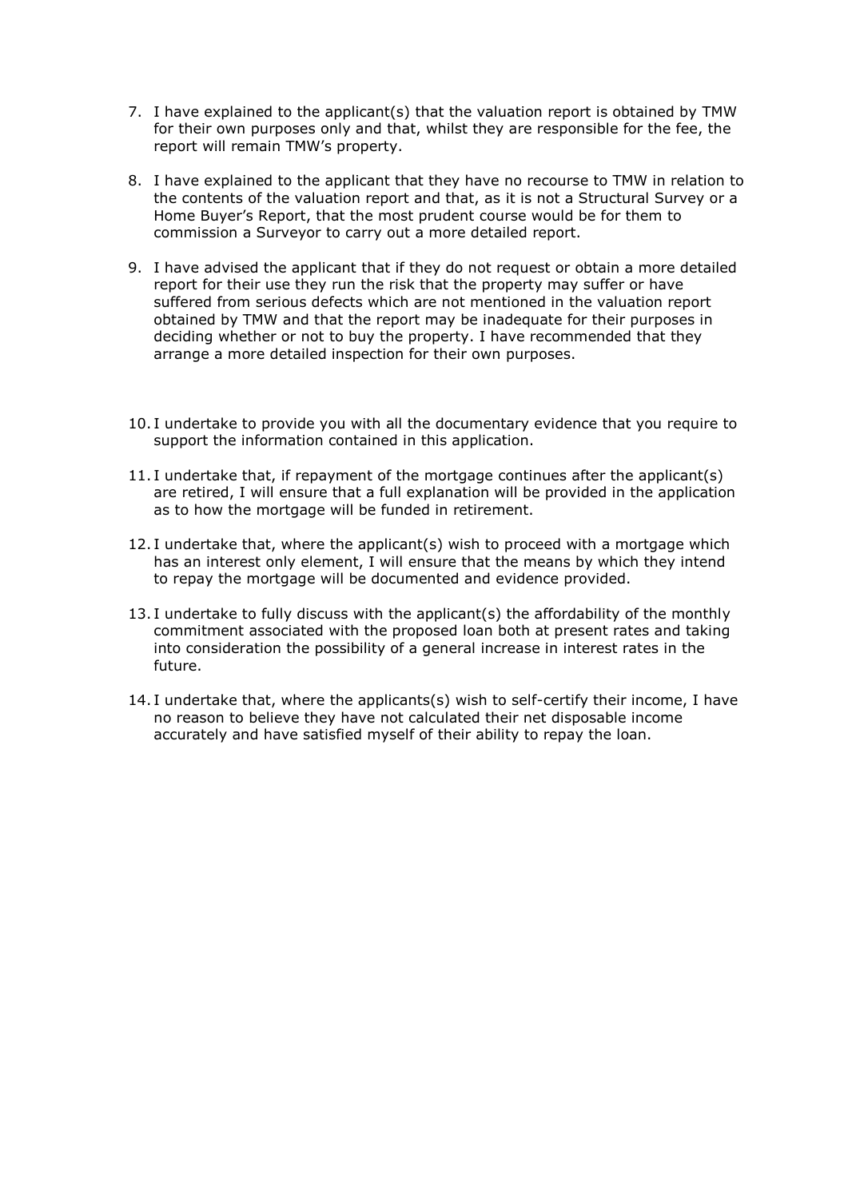7. I have explained to the applicant(s) that the valuation report is obtained by TMW for their own purposes only and that, whilst they are responsible for the fee, the report will remain TMW's property.

8. I have explained to the applicant that they have no recourse to TMW in relation to the contents of the valuation report and that, as it is not a Structural Survey or a Home Buyer's Report, that the most prudent course would be for them to commission a Surveyor to carry out a more detailed report.

9. I have advised the applicant that if they do not request or obtain a more detailed report for their use they run the risk that the property may suffer or have suffered from serious defects which are not mentioned in the valuation report obtained by TMW and that the report may be inadequate for their purposes in deciding whether or not to buy the property. I have recommended that they arrange a more detailed inspection for their own purposes.

10. I undertake to provide you with all the documentary evidence that you require to support the information contained in this application.

11. I undertake that, if repayment of the mortgage continues after the applicant(s) are retired, I will ensure that a full explanation will be provided in the application as to how the mortgage will be funded in retirement.

12. I undertake that, where the applicant(s) wish to proceed with a mortgage which has an interest only element, I will ensure that the means by which they intend to repay the mortgage will be documented and evidence provided.

13. I undertake to fully discuss with the applicant(s) the affordability of the monthly commitment associated with the proposed loan both at present rates and taking into consideration the possibility of a general increase in interest rates in the future.

14. I undertake that, where the applicants(s) wish to self-certify their income, I have no reason to believe they have not calculated their net disposable income accurately and have satisfied myself of their ability to repay the loan.